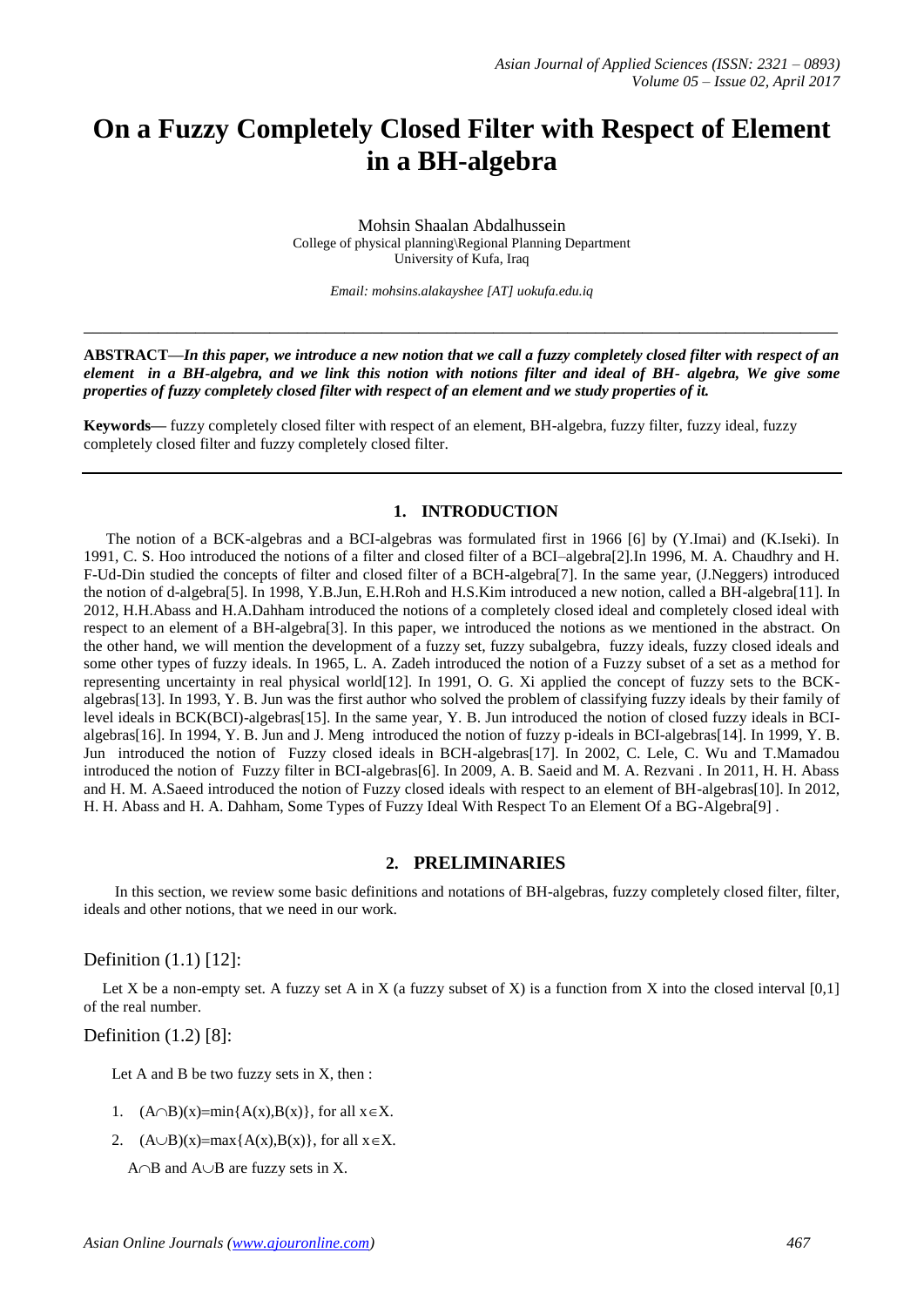# On a Fuzzy Completely Closed Filter with Respect of Element in a BH-algebra

Mohsin Shaalan Abdalhussein
College of physical planning\Regional Planning Department
University of Kufa, Iraq

*Email: mohsins.alakayshee [AT] uokufa.edu.iq*

---

**ABSTRACT—*In this paper, we introduce a new notion that we call a fuzzy completely closed filter with respect of an element in a BH-algebra, and we link this notion with notions filter and ideal of BH- algebra, We give some properties of fuzzy completely closed filter with respect of an element and we study properties of it.***

**Keywords—** fuzzy completely closed filter with respect of an element, BH-algebra, fuzzy filter, fuzzy ideal, fuzzy completely closed filter and fuzzy completely closed filter.

---

## 1. INTRODUCTION

The notion of a BCK-algebras and a BCI-algebras was formulated first in 1966 [6] by (Y.Imai) and (K.Iseki). In 1991, C. S. Hoo introduced the notions of a filter and closed filter of a BCI–algebra[2].In 1996, M. A. Chaudhry and H. F-Ud-Din studied the concepts of filter and closed filter of a BCH-algebra[7]. In the same year, (J.Neggers) introduced the notion of d-algebra[5]. In 1998, Y.B.Jun, E.H.Roh and H.S.Kim introduced a new notion, called a BH-algebra[11]. In 2012, H.H.Abass and H.A.Dahham introduced the notions of a completely closed ideal and completely closed ideal with respect to an element of a BH-algebra[3]. In this paper, we introduced the notions as we mentioned in the abstract. On the other hand, we will mention the development of a fuzzy set, fuzzy subalgebra, fuzzy ideals, fuzzy closed ideals and some other types of fuzzy ideals. In 1965, L. A. Zadeh introduced the notion of a Fuzzy subset of a set as a method for representing uncertainty in real physical world[12]. In 1991, O. G. Xi applied the concept of fuzzy sets to the BCK-algebras[13]. In 1993, Y. B. Jun was the first author who solved the problem of classifying fuzzy ideals by their family of level ideals in BCK(BCI)-algebras[15]. In the same year, Y. B. Jun introduced the notion of closed fuzzy ideals in BCI-algebras[16]. In 1994, Y. B. Jun and J. Meng introduced the notion of fuzzy p-ideals in BCI-algebras[14]. In 1999, Y. B. Jun introduced the notion of Fuzzy closed ideals in BCH-algebras[17]. In 2002, C. Lele, C. Wu and T.Mamadou introduced the notion of Fuzzy filter in BCI-algebras[6]. In 2009, A. B. Saeid and M. A. Rezvani . In 2011, H. H. Abass and H. M. A.Saeed introduced the notion of Fuzzy closed ideals with respect to an element of BH-algebras[10]. In 2012, H. H. Abass and H. A. Dahham, Some Types of Fuzzy Ideal With Respect To an Element Of a BG-Algebra[9] .

## 2. PRELIMINARIES

In this section, we review some basic definitions and notations of BH-algebras, fuzzy completely closed filter, filter, ideals and other notions, that we need in our work.

### Definition (1.1) [12]:

Let X be a non-empty set. A fuzzy set A in X (a fuzzy subset of X) is a function from X into the closed interval [0,1] of the real number.

### Definition (1.2) [8]:

Let A and B be two fuzzy sets in X, then :

1. $(A\cap B)(x)=\min\{A(x),B(x)\}$, for all $x\in X$.
2. $(A\cup B)(x)=\max\{A(x),B(x)\}$, for all $x\in X$.

$A\cap B$ and $A\cup B$ are fuzzy sets in X.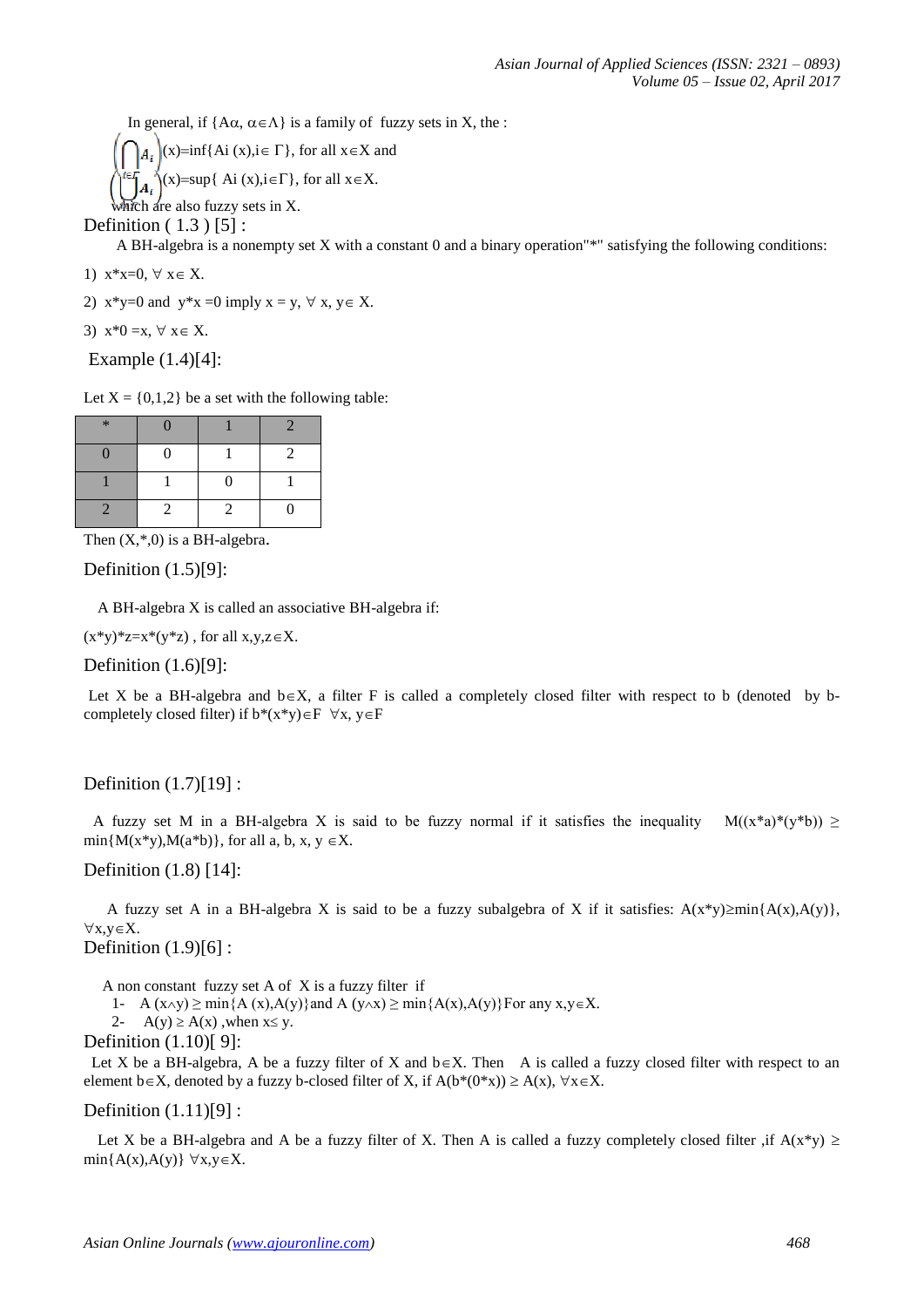In general, if $\{A\alpha, \alpha\in\Lambda\}$ is a family of fuzzy sets in X, the :

$\left(\bigcap_{i\in\Gamma} A_i\right)(x)=\inf\{A_i(x), i\in\Gamma\}$, for all $x\in X$ and

$\left(\bigcup_{i\in\Gamma} A_i\right)(x)=\sup\{A_i(x), i\in\Gamma\}$, for all $x\in X$.

which are also fuzzy sets in X.

**Definition ( 1.3 ) [5] :**

A BH-algebra is a nonempty set X with a constant 0 and a binary operation"*" satisfying the following conditions:

1) $x*x=0, \forall x\in X$.
2) $x*y=0$ and $y*x=0$ imply $x = y, \forall x, y\in X$.
3) $x*0 =x, \forall x\in X$.

**Example (1.4)[4]:**

Let X = {0,1,2} be a set with the following table:

| * | 0 | 1 | 2 |
|---|---|---|---|
| 0 | 0 | 1 | 2 |
| 1 | 1 | 0 | 1 |
| 2 | 2 | 2 | 0 |

Then (X,*,0) is a BH-algebra.

**Definition (1.5)[9]:**

A BH-algebra X is called an associative BH-algebra if:

$(x*y)*z=x*(y*z)$ , for all $x,y,z\in X$.

**Definition (1.6)[9]:**

Let X be a BH-algebra and $b\in X$, a filter F is called a completely closed filter with respect to b (denoted by b-completely closed filter) if $b*(x*y)\in F \ \forall x, y\in F$

**Definition (1.7)[19] :**

A fuzzy set M in a BH-algebra X is said to be fuzzy normal if it satisfies the inequality $M((x*a)*(y*b)) \geq \min\{M(x*y),M(a*b)\}$, for all $a, b, x, y \in X$.

**Definition (1.8) [14]:**

A fuzzy set A in a BH-algebra X is said to be a fuzzy subalgebra of X if it satisfies: $A(x*y)\geq\min\{A(x),A(y)\}$, $\forall x,y\in X$.

**Definition (1.9)[6] :**

A non constant fuzzy set A of X is a fuzzy filter if

1- $A(x\wedge y) \geq \min\{A(x),A(y)\}$ and $A(y\wedge x) \geq \min\{A(x),A(y)\}$ For any $x,y\in X$.
2- $A(y) \geq A(x)$ ,when $x\leq y$.

**Definition (1.10)[ 9]:**

Let X be a BH-algebra, A be a fuzzy filter of X and $b\in X$. Then A is called a fuzzy closed filter with respect to an element $b\in X$, denoted by a fuzzy b-closed filter of X, if $A(b*(0*x)) \geq A(x), \forall x\in X$.

**Definition (1.11)[9] :**

Let X be a BH-algebra and A be a fuzzy filter of X. Then A is called a fuzzy completely closed filter ,if $A(x*y) \geq \min\{A(x),A(y)\} \ \forall x,y\in X$.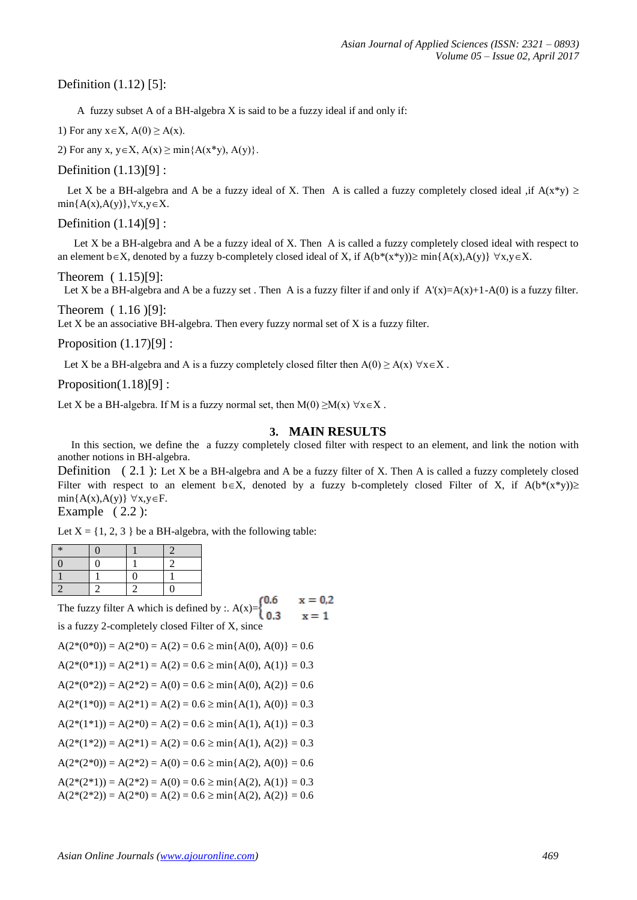Definition (1.12) [5]:

A fuzzy subset A of a BH-algebra X is said to be a fuzzy ideal if and only if:

1) For any $x \in X$, $A(0) \geq A(x)$.

2) For any $x, y \in X$, $A(x) \geq \min\{A(x*y), A(y)\}$.

Definition (1.13)[9] :

Let X be a BH-algebra and A be a fuzzy ideal of X. Then A is called a fuzzy completely closed ideal ,if $A(x*y) \geq \min\{A(x),A(y)\}, \forall x,y \in X$.

Definition (1.14)[9] :

Let X be a BH-algebra and A be a fuzzy ideal of X. Then A is called a fuzzy completely closed ideal with respect to an element $b \in X$, denoted by a fuzzy b-completely closed ideal of X, if $A(b*(x*y)) \geq \min\{A(x),A(y)\}$ $\forall x,y \in X$.

Theorem ( 1.15)[9]:

Let X be a BH-algebra and A be a fuzzy set . Then A is a fuzzy filter if and only if $A'(x)=A(x)+1-A(0)$ is a fuzzy filter.

Theorem ( 1.16 )[9]:

Let X be an associative BH-algebra. Then every fuzzy normal set of X is a fuzzy filter.

Proposition (1.17)[9] :

Let X be a BH-algebra and A is a fuzzy completely closed filter then $A(0) \geq A(x)$ $\forall x \in X$ .

Proposition(1.18)[9] :

Let X be a BH-algebra. If M is a fuzzy normal set, then $M(0) \geq M(x)$ $\forall x \in X$ .

## 3. MAIN RESULTS

In this section, we define the a fuzzy completely closed filter with respect to an element, and link the notion with another notions in BH-algebra.

Definition ( 2.1 ): Let X be a BH-algebra and A be a fuzzy filter of X. Then A is called a fuzzy completely closed Filter with respect to an element $b \in X$, denoted by a fuzzy b-completely closed Filter of X, if $A(b*(x*y)) \geq \min\{A(x),A(y)\}$ $\forall x,y \in F$.

Example ( 2.2 ):

Let X = {1, 2, 3 } be a BH-algebra, with the following table:

| * | 0 | 1 | 2 |
|---|---|---|---|
| 0 | 0 | 1 | 2 |
| 1 | 1 | 0 | 1 |
| 2 | 2 | 2 | 0 |

The fuzzy filter A which is defined by :. $A(x)=\begin{cases} 0.6 & x = 0,2 \\ 0.3 & x = 1 \end{cases}$

is a fuzzy 2-completely closed Filter of X, since

$A(2*(0*0)) = A(2*0) = A(2) = 0.6 \geq \min\{A(0), A(0)\} = 0.6$

$A(2*(0*1)) = A(2*1) = A(2) = 0.6 \geq \min\{A(0), A(1)\} = 0.3$

$A(2*(0*2)) = A(2*2) = A(0) = 0.6 \geq \min\{A(0), A(2)\} = 0.6$

$A(2*(1*0)) = A(2*1) = A(2) = 0.6 \geq \min\{A(1), A(0)\} = 0.3$

$A(2*(1*1)) = A(2*0) = A(2) = 0.6 \geq \min\{A(1), A(1)\} = 0.3$

$A(2*(1*2)) = A(2*1) = A(2) = 0.6 \geq \min\{A(1), A(2)\} = 0.3$

$A(2*(2*0)) = A(2*2) = A(0) = 0.6 \geq \min\{A(2), A(0)\} = 0.6$

$A(2*(2*1)) = A(2*2) = A(0) = 0.6 \geq \min\{A(2), A(1)\} = 0.3$

$A(2*(2*2)) = A(2*0) = A(2) = 0.6 \geq \min\{A(2), A(2)\} = 0.6$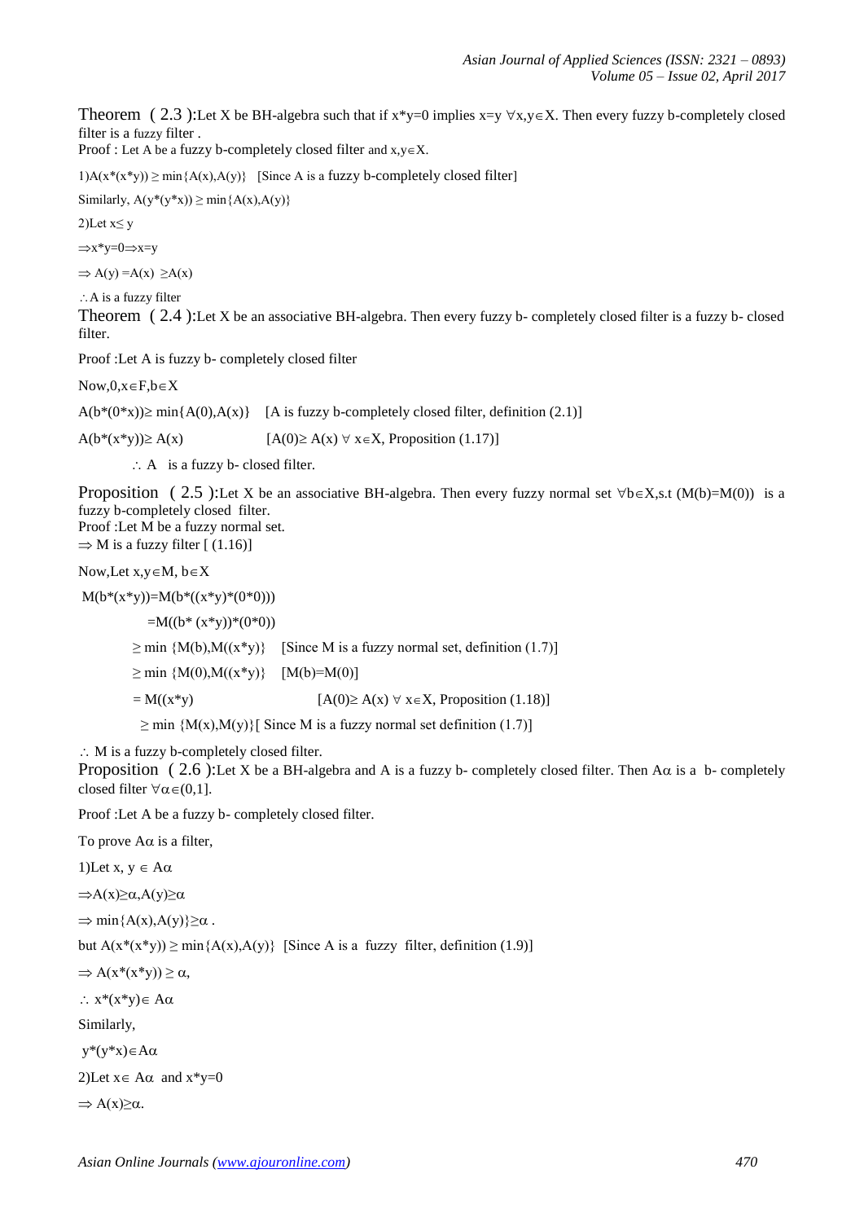**Theorem ( 2.3 ):** Let X be BH-algebra such that if $x*y=0$ implies $x=y$ $\forall x,y\in X$. Then every fuzzy b-completely closed filter is a fuzzy filter .

Proof : Let A be a fuzzy b-completely closed filter and $x,y\in X$.

1) $A(x*(x*y)) \geq \min\{A(x),A(y)\}$ [Since A is a fuzzy b-completely closed filter]

Similarly, $A(y*(y*x)) \geq \min\{A(x),A(y)\}$

2) Let $x\leq y$

$\Rightarrow x*y=0 \Rightarrow x=y$

$\Rightarrow A(y) = A(x) \geq A(x)$

$\therefore$ A is a fuzzy filter

**Theorem ( 2.4 ):** Let X be an associative BH-algebra. Then every fuzzy b- completely closed filter is a fuzzy b- closed filter.

Proof :Let A is fuzzy b- completely closed filter

Now, $0,x\in F, b\in X$

$A(b*(0*x)) \geq \min\{A(0),A(x)\}$ [A is fuzzy b-completely closed filter, definition (2.1)]

$A(b*(x*y)) \geq A(x)$ [$A(0)\geq A(x)$ $\forall$ $x\in X$, Proposition (1.17)]

$\therefore$ A is a fuzzy b- closed filter.

**Proposition ( 2.5 ):** Let X be an associative BH-algebra. Then every fuzzy normal set $\forall b\in X$, s.t $(M(b)=M(0))$ is a fuzzy b-completely closed filter.

Proof :Let M be a fuzzy normal set.

$\Rightarrow$ M is a fuzzy filter [ (1.16)]

Now, Let $x,y\in M$, $b\in X$

$M(b*(x*y)) = M(b*((x*y)*(0*0)))$

$= M((b*(x*y))*(0*0))$

$\geq \min\{M(b),M((x*y)\}$ [Since M is a fuzzy normal set, definition (1.7)]

$\geq \min\{M(0),M((x*y)\}$ [$M(b)=M(0)$]

$= M((x*y)$ [$A(0)\geq A(x)$ $\forall$ $x\in X$, Proposition (1.18)]

$\geq \min\{M(x),M(y)\}$ [ Since M is a fuzzy normal set definition (1.7)]

$\therefore$ M is a fuzzy b-completely closed filter.

**Proposition ( 2.6 ):** Let X be a BH-algebra and A is a fuzzy b- completely closed filter. Then $A\alpha$ is a b- completely closed filter $\forall\alpha\in(0,1]$.

Proof :Let A be a fuzzy b- completely closed filter.

To prove $A\alpha$ is a filter,

1) Let $x, y \in A\alpha$

$\Rightarrow A(x)\geq\alpha, A(y)\geq\alpha$

$\Rightarrow \min\{A(x),A(y)\}\geq\alpha$ .

but $A(x*(x*y)) \geq \min\{A(x),A(y)\}$ [Since A is a fuzzy filter, definition (1.9)]

$\Rightarrow A(x*(x*y)) \geq \alpha$,

$\therefore x*(x*y)\in A\alpha$

Similarly,

$y*(y*x)\in A\alpha$

2) Let $x\in A\alpha$ and $x*y=0$

$\Rightarrow A(x)\geq\alpha$.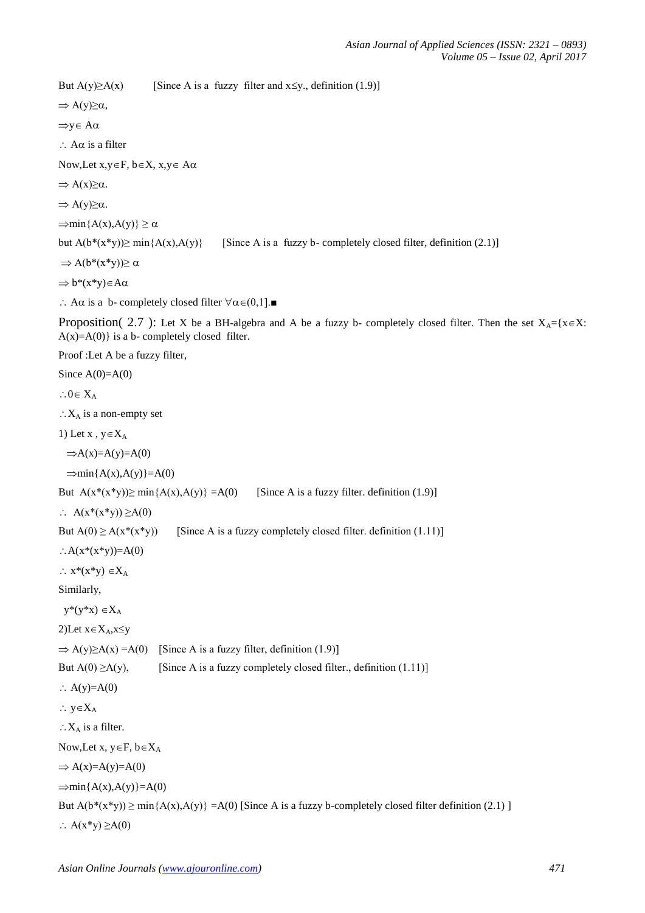But $A(y) \geq A(x)$ [Since A is a fuzzy filter and $x \leq y$., definition (1.9)]

$\Rightarrow A(y) \geq \alpha$,

$\Rightarrow y \in A\alpha$

$\therefore$ $A\alpha$ is a filter

Now,Let $x,y \in F$, $b \in X$, $x,y \in A\alpha$

$\Rightarrow A(x) \geq \alpha$.

$\Rightarrow A(y) \geq \alpha$.

$\Rightarrow \min\{A(x),A(y)\} \geq \alpha$

but $A(b*(x*y)) \geq \min\{A(x),A(y)\}$ [Since A is a fuzzy b- completely closed filter, definition (2.1)]

$\Rightarrow A(b*(x*y)) \geq \alpha$

$\Rightarrow b*(x*y) \in A\alpha$

$\therefore$ $A\alpha$ is a b- completely closed filter $\forall \alpha \in (0,1]$.■

Proposition( 2.7 ): Let X be a BH-algebra and A be a fuzzy b- completely closed filter. Then the set $X_A=\{x \in X: A(x)=A(0)\}$ is a b- completely closed filter.

Proof :Let A be a fuzzy filter,

Since $A(0)=A(0)$

$\therefore 0 \in X_A$

$\therefore X_A$ is a non-empty set

1) Let $x$ , $y \in X_A$

$\Rightarrow A(x)=A(y)=A(0)$

$\Rightarrow \min\{A(x),A(y)\}=A(0)$

But $A(x*(x*y)) \geq \min\{A(x),A(y)\} =A(0)$ [Since A is a fuzzy filter. definition (1.9)]

$\therefore$ $A(x*(x*y)) \geq A(0)$

But $A(0) \geq A(x*(x*y))$ [Since A is a fuzzy completely closed filter. definition (1.11)]

$\therefore A(x*(x*y))=A(0)$

$\therefore$ $x*(x*y) \in X_A$

Similarly,

$y*(y*x) \in X_A$

2)Let $x \in X_A, x \leq y$

$\Rightarrow A(y) \geq A(x) =A(0)$ [Since A is a fuzzy filter, definition (1.9)]

But $A(0) \geq A(y)$, [Since A is a fuzzy completely closed filter., definition (1.11)]

$\therefore$ $A(y)=A(0)$

$\therefore$ $y \in X_A$

$\therefore X_A$ is a filter.

Now,Let $x$, $y \in F$, $b \in X_A$

$\Rightarrow A(x)=A(y)=A(0)$

$\Rightarrow \min\{A(x),A(y)\}=A(0)$

But $A(b*(x*y)) \geq \min\{A(x),A(y)\} =A(0)$ [Since A is a fuzzy b-completely closed filter definition (2.1) ]

$\therefore$ $A(x*y) \geq A(0)$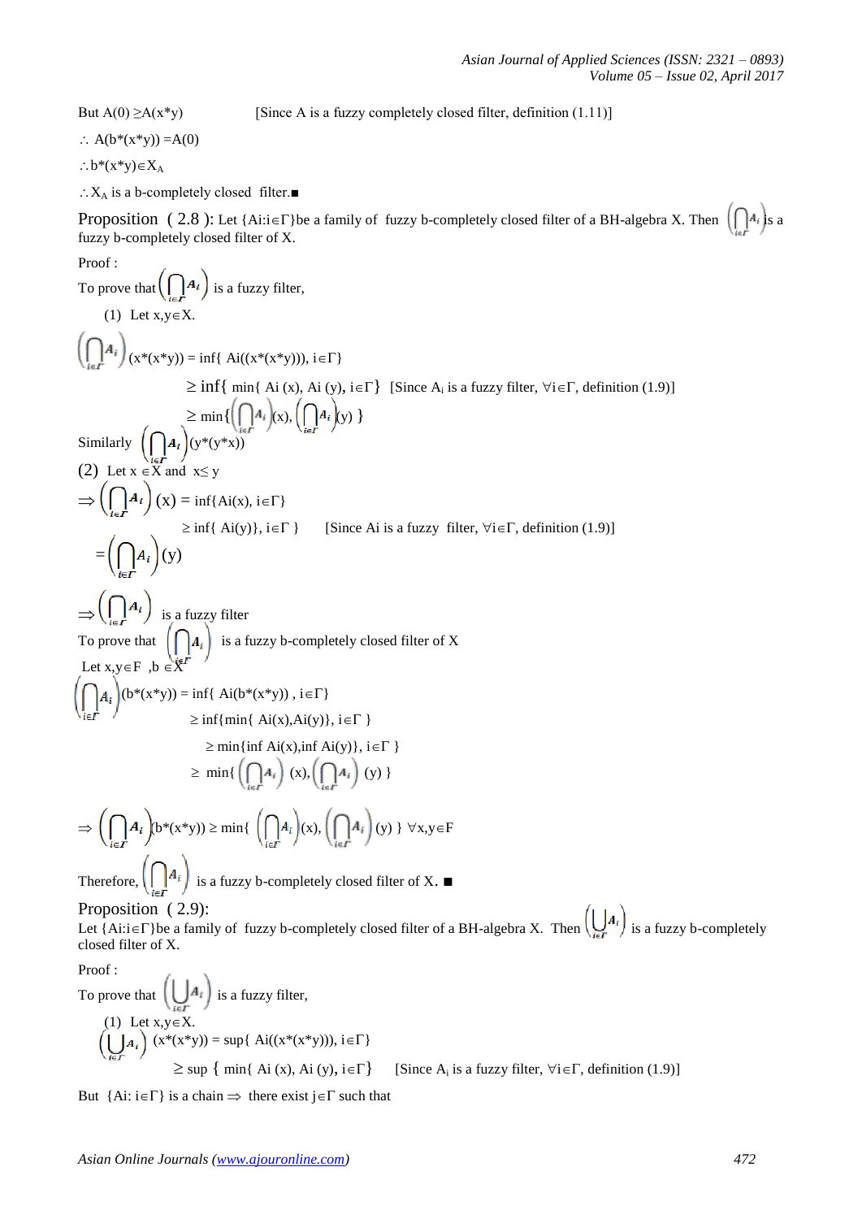But $A(0) \geq A(x*y)$ [Since A is a fuzzy completely closed filter, definition (1.11)]

$\therefore$ $A(b*(x*y)) = A(0)$

$\therefore b*(x*y) \in X_A$

$\therefore X_A$ is a b-completely closed filter.■

**Proposition (2.8):** Let $\{A_i : i \in \Gamma\}$ be a family of fuzzy b-completely closed filter of a BH-algebra X. Then $\left(\bigcap_{i\in\Gamma} A_i\right)$ is a fuzzy b-completely closed filter of X.

Proof :

To prove that $\left(\bigcap_{i\in\Gamma} A_i\right)$ is a fuzzy filter,

(1) Let $x,y \in X$.

$$\left(\bigcap_{i\in\Gamma} A_i\right)(x*(x*y)) = \inf\{ A_i((x*(x*y))),\ i\in\Gamma\}$$

$$\geq \inf\{ \min\{ A_i(x), A_i(y), i\in\Gamma\} \quad \text{[Since } A_i \text{ is a fuzzy filter, } \forall i\in\Gamma\text{, definition (1.9)]}$$

$$\geq \min\left\{\left(\bigcap_{i\in\Gamma} A_i\right)(x), \left(\bigcap_{i\in\Gamma} A_i\right)(y)\right\}$$

Similarly $\left(\bigcap_{i\in\Gamma} A_i\right)(y*(y*x))$

(2) Let $x \in X$ and $x \leq y$

$$\Rightarrow \left(\bigcap_{i\in\Gamma} A_i\right)(x) = \inf\{A_i(x), i\in\Gamma\}$$

$$\geq \inf\{ A_i(y)\}, i\in\Gamma\} \quad \text{[Since } A_i \text{ is a fuzzy filter, } \forall i\in\Gamma\text{, definition (1.9)]}$$

$$= \left(\bigcap_{i\in\Gamma} A_i\right)(y)$$

$\Rightarrow \left(\bigcap_{i\in\Gamma} A_i\right)$ is a fuzzy filter

To prove that $\left(\bigcap_{i\in\Gamma} A_i\right)$ is a fuzzy b-completely closed filter of X

Let $x,y \in F$ ,$b \in X$

$$\left(\bigcap_{i\in\Gamma} A_i\right)(b*(x*y)) = \inf\{ A_i(b*(x*y))\ , i\in\Gamma\}$$

$$\geq \inf\{\min\{ A_i(x),A_i(y)\}, i\in\Gamma \}$$

$$\geq \min\{\inf A_i(x),\inf A_i(y)\}, i\in\Gamma \}$$

$$\geq \min\left\{\left(\bigcap_{i\in\Gamma} A_i\right)(x), \left(\bigcap_{i\in\Gamma} A_i\right)(y)\right\}$$

$$\Rightarrow \left(\bigcap_{i\in\Gamma} A_i\right)(b*(x*y)) \geq \min\left\{\left(\bigcap_{i\in\Gamma} A_i\right)(x), \left(\bigcap_{i\in\Gamma} A_i\right)(y)\right\} \ \forall x,y\in F$$

Therefore, $\left(\bigcap_{i\in\Gamma} A_i\right)$ is a fuzzy b-completely closed filter of X. ■

**Proposition (2.9):**

Let $\{A_i : i\in\Gamma\}$ be a family of fuzzy b-completely closed filter of a BH-algebra X. Then $\left(\bigcup_{i\in\Gamma} A_i\right)$ is a fuzzy b-completely closed filter of X.

Proof :

To prove that $\left(\bigcup_{i\in\Gamma} A_i\right)$ is a fuzzy filter,

(1) Let $x,y \in X$.

$$\left(\bigcup_{i\in\Gamma} A_i\right)(x*(x*y)) = \sup\{ A_i((x*(x*y))), i\in\Gamma\}$$

$$\geq \sup\{ \min\{ A_i(x), A_i(y), i\in\Gamma\} \quad \text{[Since } A_i \text{ is a fuzzy filter, } \forall i\in\Gamma\text{, definition (1.9)]}$$

But $\{A_i : i\in\Gamma\}$ is a chain $\Rightarrow$ there exist $j\in\Gamma$ such that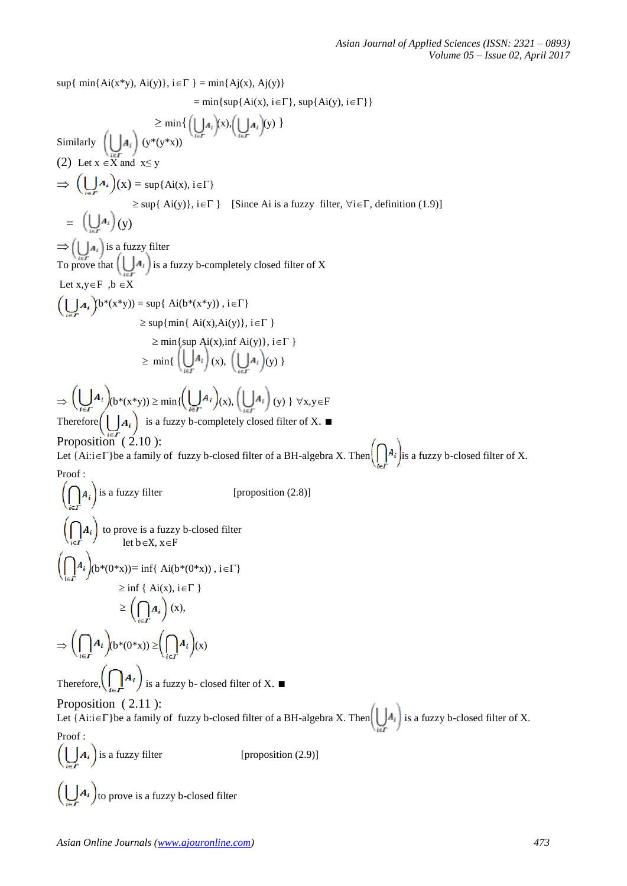$\sup\{ \min\{A_i(x*y), A_i(y)\}, i\in\Gamma \} = \min\{A_j(x), A_j(y)\}$

$= \min\{\sup\{A_i(x), i\in\Gamma\}, \sup\{A_i(y), i\in\Gamma\}\}$

$\geq \min\{ \left(\bigcup_{i\in\Gamma} A_i\right)(x), \left(\bigcup_{i\in\Gamma} A_i\right)(y) \}$

Similarly $\left(\bigcup_{i\in\Gamma} A_i\right)$ $(y*(y*x))$

(2) Let $x \in X$ and $x\leq y$

$\Rightarrow \left(\bigcup_{i\in\Gamma} A_i\right)(x) = \sup\{A_i(x), i\in\Gamma\}$

$\geq \sup\{ A_i(y)\}, i\in\Gamma \}$ [Since $A_i$ is a fuzzy filter, $\forall i\in\Gamma$, definition (1.9)]

$= \left(\bigcup_{i\in\Gamma} A_i\right)(y)$

$\Rightarrow \left(\bigcup_{i\in\Gamma} A_i\right)$ is a fuzzy filter

To prove that $\left(\bigcup_{i\in\Gamma} A_i\right)$ is a fuzzy b-completely closed filter of X

Let $x,y\in F$ , $b \in X$

$\left(\bigcup_{i\in\Gamma} A_i\right)(b*(x*y)) = \sup\{ A_i(b*(x*y)) , i\in\Gamma\}$

$\geq \sup\{\min\{ A_i(x),A_i(y)\}, i\in\Gamma \}$

$\geq \min\{\sup A_i(x),\inf A_i(y)\}, i\in\Gamma \}$

$\geq \min\{ \left(\bigcup_{i\in\Gamma} A_i\right)(x), \left(\bigcup_{i\in\Gamma} A_i\right)(y) \}$

$\Rightarrow \left(\bigcup_{i\in\Gamma} A_i\right)(b*(x*y)) \geq \min\{\left(\bigcup_{i\in\Gamma} A_i\right)(x), \left(\bigcup_{i\in\Gamma} A_i\right)(y) \}$ $\forall x,y\in F$

Therefore $\left(\bigcup_{i\in\Gamma} A_i\right)$ is a fuzzy b-completely closed filter of X. ■

## Proposition ( 2.10 ):

Let $\{A_i:i\in\Gamma\}$ be a family of fuzzy b-closed filter of a BH-algebra X. Then $\left(\bigcap_{i\in\Gamma} A_i\right)$ is a fuzzy b-closed filter of X.

Proof :

$\left(\bigcap_{i\in\Gamma} A_i\right)$ is a fuzzy filter [proposition (2.8)]

$\left(\bigcap_{i\in\Gamma} A_i\right)$ to prove is a fuzzy b-closed filter

let $b\in X$, $x\in F$

$\left(\bigcap_{i\in\Gamma} A_i\right)(b*(0*x))= \inf\{ A_i(b*(0*x)) , i\in\Gamma\}$

$\geq \inf \{ A_i(x), i\in\Gamma \}$

$\geq \left(\bigcap_{i\in\Gamma} A_i\right)(x)$,

$\Rightarrow \left(\bigcap_{i\in\Gamma} A_i\right)(b*(0*x)) \geq \left(\bigcap_{i\in\Gamma} A_i\right)(x)$

Therefore, $\left(\bigcap_{i\in\Gamma} A_i\right)$ is a fuzzy b- closed filter of X. ■

## Proposition ( 2.11 ):

Let $\{A_i:i\in\Gamma\}$ be a family of fuzzy b-closed filter of a BH-algebra X. Then $\left(\bigcup_{i\in\Gamma} A_i\right)$ is a fuzzy b-closed filter of X.

Proof :

$\left(\bigcup_{i\in\Gamma} A_i\right)$ is a fuzzy filter [proposition (2.9)]

$\left(\bigcup_{i\in\Gamma} A_i\right)$ to prove is a fuzzy b-closed filter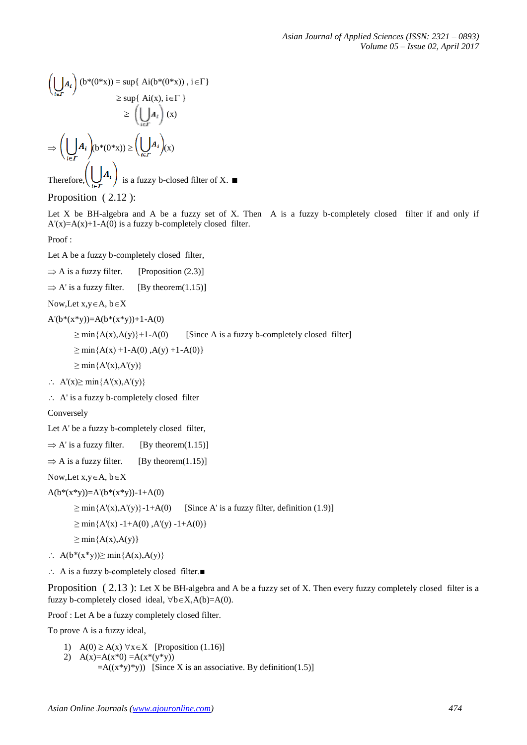$$\left(\bigcup_{i\in\Gamma} A_i\right)(b*(0*x)) = \sup\{ A_i(b*(0*x)),\ i\in\Gamma\}$$
$$\geq \sup\{ A_i(x),\ i\in\Gamma \}$$
$$\geq \left(\bigcup_{i\in\Gamma} A_i\right)(x)$$

$$\Rightarrow \left(\bigcup_{i\in\Gamma} A_i\right)(b*(0*x)) \geq \left(\bigcup_{i\in\Gamma} A_i\right)(x)$$

Therefore, $\left(\bigcup_{i\in\Gamma} A_i\right)$ is a fuzzy b-closed filter of X. ■

Proposition ( 2.12 ):

Let X be BH-algebra and A be a fuzzy set of X. Then A is a fuzzy b-completely closed filter if and only if $A'(x)=A(x)+1-A(0)$ is a fuzzy b-completely closed filter.

Proof :

Let A be a fuzzy b-completely closed filter,

$\Rightarrow$ A is a fuzzy filter. [Proposition (2.3)]

$\Rightarrow$ A' is a fuzzy filter. [By theorem(1.15)]

Now,Let $x,y\in A$, $b\in X$

$A'(b*(x*y))=A(b*(x*y))+1-A(0)$

$\geq \min\{A(x),A(y)\}+1-A(0)$ [Since A is a fuzzy b-completely closed filter]

$\geq \min\{A(x) +1-A(0) ,A(y) +1-A(0)\}$

$\geq \min\{A'(x),A'(y)\}$

$\therefore$ $A'(x)\geq \min\{A'(x),A'(y)\}$

$\therefore$ A' is a fuzzy b-completely closed filter

Conversely

Let A' be a fuzzy b-completely closed filter,

$\Rightarrow$ A' is a fuzzy filter. [By theorem(1.15)]

$\Rightarrow$ A is a fuzzy filter. [By theorem(1.15)]

Now,Let $x,y\in A$, $b\in X$

$A(b*(x*y))=A'(b*(x*y))-1+A(0)$

$\geq \min\{A'(x),A'(y)\}-1+A(0)$ [Since A' is a fuzzy filter, definition (1.9)]

$\geq \min\{A'(x) -1+A(0) ,A'(y) -1+A(0)\}$

$\geq \min\{A(x),A(y)\}$

$\therefore$ $A(b*(x*y))\geq \min\{A(x),A(y)\}$

$\therefore$ A is a fuzzy b-completely closed filter.■

Proposition ( 2.13 ): Let X be BH-algebra and A be a fuzzy set of X. Then every fuzzy completely closed filter is a fuzzy b-completely closed ideal, $\forall b\in X, A(b)=A(0)$.

Proof : Let A be a fuzzy completely closed filter.

To prove A is a fuzzy ideal,

1) $A(0) \geq A(x)\ \forall x\in X$ [Proposition (1.16)]
2) $A(x)=A(x*0) =A(x*(y*y))$
   $=A((x*y)*y))$ [Since X is an associative. By definition(1.5)]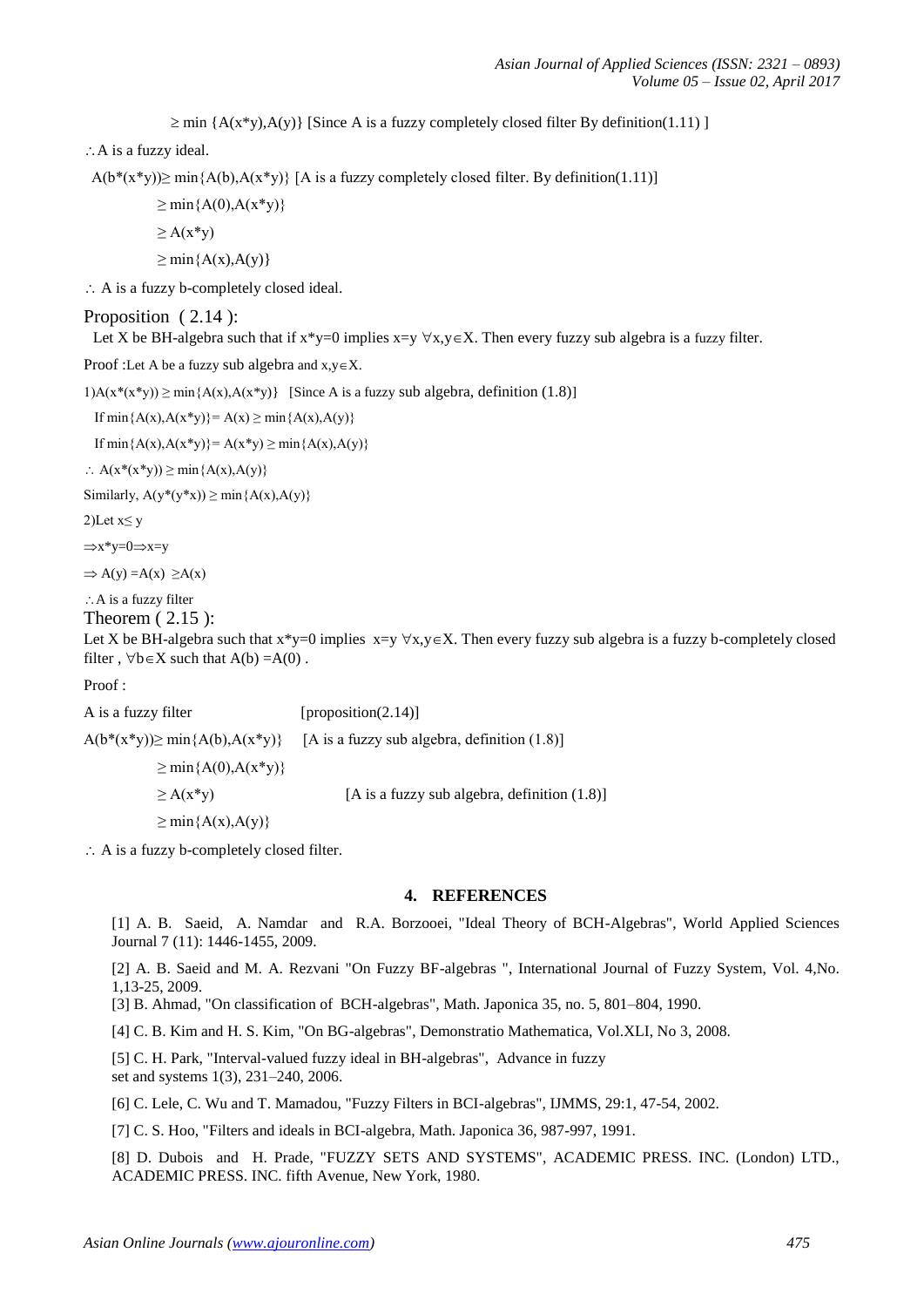$\geq \min\{A(x*y),A(y)\}$ [Since A is a fuzzy completely closed filter By definition(1.11) ]

$\therefore$ A is a fuzzy ideal.

$A(b*(x*y)) \geq \min\{A(b),A(x*y)\}$ [A is a fuzzy completely closed filter. By definition(1.11)]

$\geq \min\{A(0),A(x*y)\}$

$\geq A(x*y)$

$\geq \min\{A(x),A(y)\}$

$\therefore$ A is a fuzzy b-completely closed ideal.

### Proposition ( 2.14 ):

Let X be BH-algebra such that if $x*y=0$ implies $x=y$ $\forall x,y \in X$. Then every fuzzy sub algebra is a fuzzy filter.

Proof :Let A be a fuzzy sub algebra and $x,y \in X$.

1) $A(x*(x*y)) \geq \min\{A(x),A(x*y)\}$ [Since A is a fuzzy sub algebra, definition (1.8)]

If $\min\{A(x),A(x*y)\}= A(x) \geq \min\{A(x),A(y)\}$

If $\min\{A(x),A(x*y)\}= A(x*y) \geq \min\{A(x),A(y)\}$

$\therefore$ $A(x*(x*y)) \geq \min\{A(x),A(y)\}$

Similarly, $A(y*(y*x)) \geq \min\{A(x),A(y)\}$

2)Let $x \leq y$

$\Rightarrow x*y=0 \Rightarrow x=y$

$\Rightarrow A(y) =A(x) \geq A(x)$

$\therefore$ A is a fuzzy filter

### Theorem ( 2.15 ):

Let X be BH-algebra such that $x*y=0$ implies $x=y$ $\forall x,y \in X$. Then every fuzzy sub algebra is a fuzzy b-completely closed filter , $\forall b \in X$ such that $A(b) =A(0)$ .

Proof :

A is a fuzzy filter [proposition(2.14)]

$A(b*(x*y)) \geq \min\{A(b),A(x*y)\}$ [A is a fuzzy sub algebra, definition (1.8)]

$\geq \min\{A(0),A(x*y)\}$

$\geq A(x*y)$ [A is a fuzzy sub algebra, definition (1.8)]

$\geq \min\{A(x),A(y)\}$

$\therefore$ A is a fuzzy b-completely closed filter.

## 4. REFERENCES

[1] A. B. Saeid, A. Namdar and R.A. Borzooei, "Ideal Theory of BCH-Algebras", World Applied Sciences Journal 7 (11): 1446-1455, 2009.

[2] A. B. Saeid and M. A. Rezvani "On Fuzzy BF-algebras ", International Journal of Fuzzy System, Vol. 4,No. 1,13-25, 2009.

[3] B. Ahmad, "On classification of BCH-algebras", Math. Japonica 35, no. 5, 801–804, 1990.

[4] C. B. Kim and H. S. Kim, "On BG-algebras", Demonstratio Mathematica, Vol.XLI, No 3, 2008.

[5] C. H. Park, "Interval-valued fuzzy ideal in BH-algebras", Advance in fuzzy set and systems 1(3), 231–240, 2006.

[6] C. Lele, C. Wu and T. Mamadou, "Fuzzy Filters in BCI-algebras", IJMMS, 29:1, 47-54, 2002.

[7] C. S. Hoo, "Filters and ideals in BCI-algebra, Math. Japonica 36, 987-997, 1991.

[8] D. Dubois and H. Prade, "FUZZY SETS AND SYSTEMS", ACADEMIC PRESS. INC. (London) LTD., ACADEMIC PRESS. INC. fifth Avenue, New York, 1980.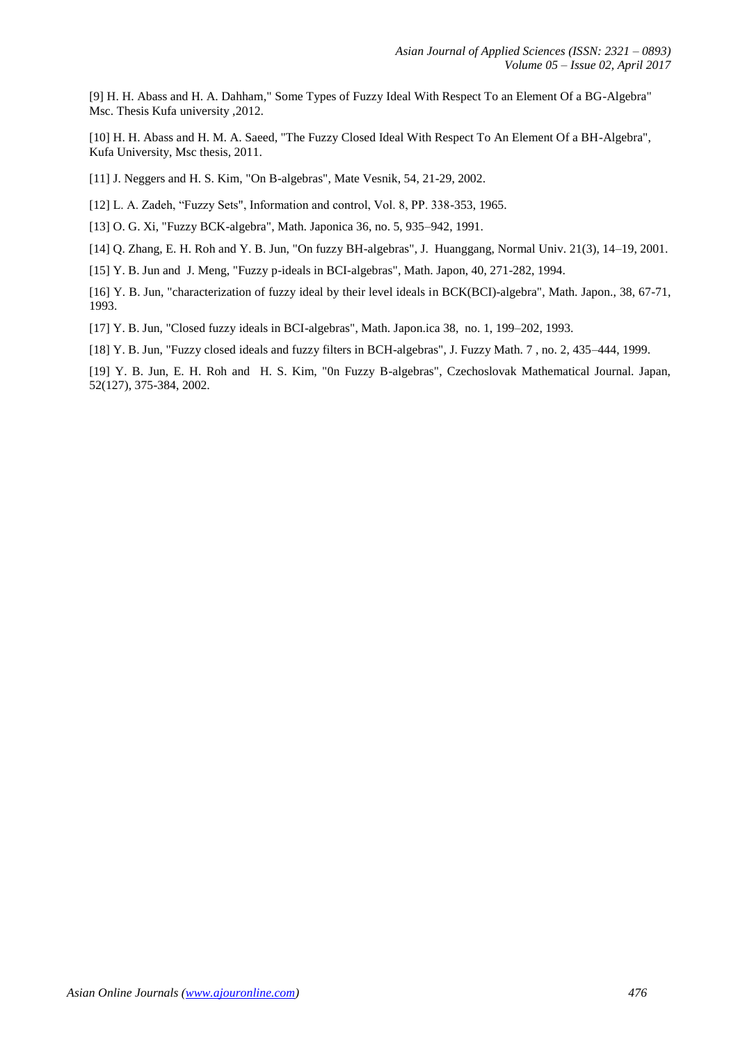[9] H. H. Abass and H. A. Dahham," Some Types of Fuzzy Ideal With Respect To an Element Of a BG-Algebra" Msc. Thesis Kufa university ,2012.

[10] H. H. Abass and H. M. A. Saeed, "The Fuzzy Closed Ideal With Respect To An Element Of a BH-Algebra", Kufa University, Msc thesis, 2011.

[11] J. Neggers and H. S. Kim, "On B-algebras", Mate Vesnik, 54, 21-29, 2002.

[12] L. A. Zadeh, "Fuzzy Sets", Information and control, Vol. 8, PP. 338-353, 1965.

[13] O. G. Xi, "Fuzzy BCK-algebra", Math. Japonica 36, no. 5, 935–942, 1991.

[14] Q. Zhang, E. H. Roh and Y. B. Jun, "On fuzzy BH-algebras", J. Huanggang, Normal Univ. 21(3), 14–19, 2001.

[15] Y. B. Jun and J. Meng, "Fuzzy p-ideals in BCI-algebras", Math. Japon, 40, 271-282, 1994.

[16] Y. B. Jun, "characterization of fuzzy ideal by their level ideals in BCK(BCI)-algebra", Math. Japon., 38, 67-71, 1993.

[17] Y. B. Jun, "Closed fuzzy ideals in BCI-algebras", Math. Japon.ica 38, no. 1, 199–202, 1993.

[18] Y. B. Jun, "Fuzzy closed ideals and fuzzy filters in BCH-algebras", J. Fuzzy Math. 7 , no. 2, 435–444, 1999.

[19] Y. B. Jun, E. H. Roh and H. S. Kim, "0n Fuzzy B-algebras", Czechoslovak Mathematical Journal. Japan, 52(127), 375-384, 2002.